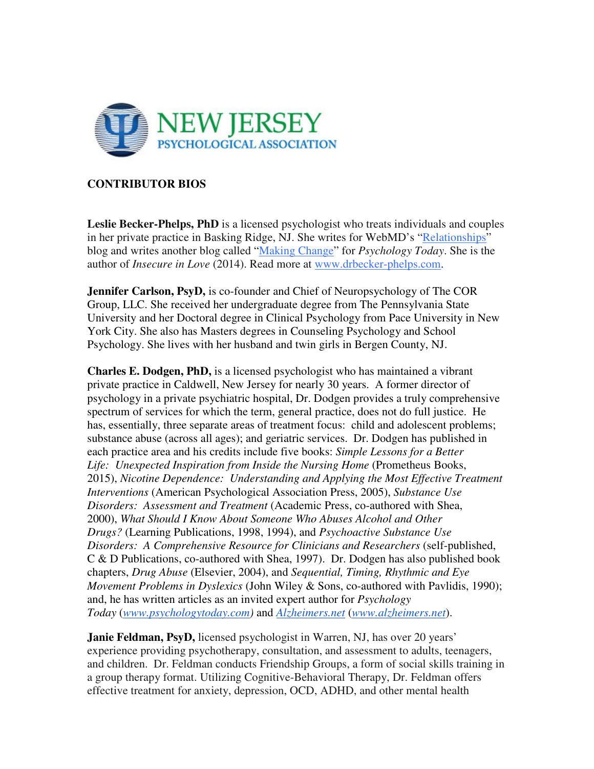NEW JERSEY
PSYCHOLOGICAL ASSOCIATION

## CONTRIBUTOR BIOS

**Leslie Becker-Phelps, PhD** is a licensed psychologist who treats individuals and couples in her private practice in Basking Ridge, NJ. She writes for WebMD's "Relationships" blog and writes another blog called "Making Change" for *Psychology Today*. She is the author of *Insecure in Love* (2014). Read more at www.drbecker-phelps.com.

**Jennifer Carlson, PsyD,** is co-founder and Chief of Neuropsychology of The COR Group, LLC. She received her undergraduate degree from The Pennsylvania State University and her Doctoral degree in Clinical Psychology from Pace University in New York City. She also has Masters degrees in Counseling Psychology and School Psychology. She lives with her husband and twin girls in Bergen County, NJ.

**Charles E. Dodgen, PhD,** is a licensed psychologist who has maintained a vibrant private practice in Caldwell, New Jersey for nearly 30 years. A former director of psychology in a private psychiatric hospital, Dr. Dodgen provides a truly comprehensive spectrum of services for which the term, general practice, does not do full justice. He has, essentially, three separate areas of treatment focus: child and adolescent problems; substance abuse (across all ages); and geriatric services. Dr. Dodgen has published in each practice area and his credits include five books: *Simple Lessons for a Better Life: Unexpected Inspiration from Inside the Nursing Home* (Prometheus Books, 2015), *Nicotine Dependence: Understanding and Applying the Most Effective Treatment Interventions* (American Psychological Association Press, 2005), *Substance Use Disorders: Assessment and Treatment* (Academic Press, co-authored with Shea, 2000), *What Should I Know About Someone Who Abuses Alcohol and Other Drugs?* (Learning Publications, 1998, 1994), and *Psychoactive Substance Use Disorders: A Comprehensive Resource for Clinicians and Researchers* (self-published, C & D Publications, co-authored with Shea, 1997). Dr. Dodgen has also published book chapters, *Drug Abuse* (Elsevier, 2004), and *Sequential, Timing, Rhythmic and Eye Movement Problems in Dyslexics* (John Wiley & Sons, co-authored with Pavlidis, 1990); and, he has written articles as an invited expert author for *Psychology Today* (*www.psychologytoday.com)* and *Alzheimers.net* (*www.alzheimers.net*).

**Janie Feldman, PsyD,** licensed psychologist in Warren, NJ, has over 20 years' experience providing psychotherapy, consultation, and assessment to adults, teenagers, and children. Dr. Feldman conducts Friendship Groups, a form of social skills training in a group therapy format. Utilizing Cognitive-Behavioral Therapy, Dr. Feldman offers effective treatment for anxiety, depression, OCD, ADHD, and other mental health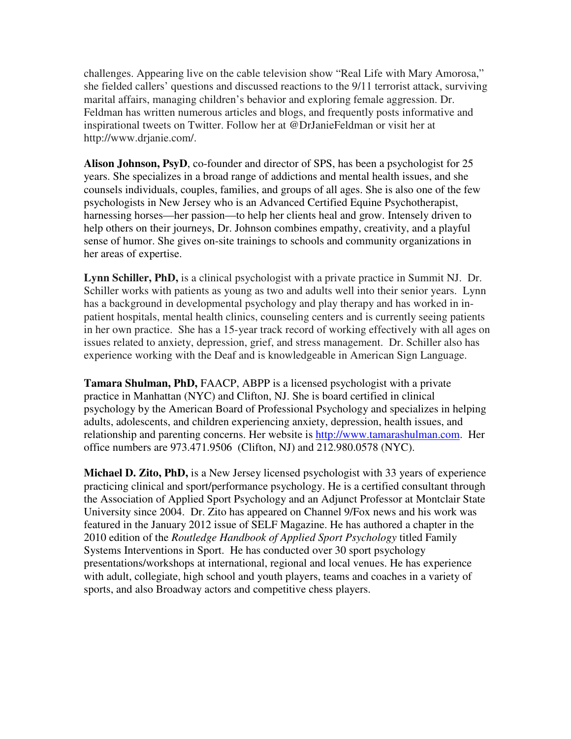challenges. Appearing live on the cable television show "Real Life with Mary Amorosa," she fielded callers' questions and discussed reactions to the 9/11 terrorist attack, surviving marital affairs, managing children's behavior and exploring female aggression. Dr. Feldman has written numerous articles and blogs, and frequently posts informative and inspirational tweets on Twitter. Follow her at @DrJanieFeldman or visit her at http://www.drjanie.com/.

**Alison Johnson, PsyD**, co-founder and director of SPS, has been a psychologist for 25 years. She specializes in a broad range of addictions and mental health issues, and she counsels individuals, couples, families, and groups of all ages. She is also one of the few psychologists in New Jersey who is an Advanced Certified Equine Psychotherapist, harnessing horses—her passion—to help her clients heal and grow. Intensely driven to help others on their journeys, Dr. Johnson combines empathy, creativity, and a playful sense of humor. She gives on-site trainings to schools and community organizations in her areas of expertise.

**Lynn Schiller, PhD,** is a clinical psychologist with a private practice in Summit NJ. Dr. Schiller works with patients as young as two and adults well into their senior years. Lynn has a background in developmental psychology and play therapy and has worked in in-patient hospitals, mental health clinics, counseling centers and is currently seeing patients in her own practice. She has a 15-year track record of working effectively with all ages on issues related to anxiety, depression, grief, and stress management. Dr. Schiller also has experience working with the Deaf and is knowledgeable in American Sign Language.

**Tamara Shulman, PhD,** FAACP, ABPP is a licensed psychologist with a private practice in Manhattan (NYC) and Clifton, NJ. She is board certified in clinical psychology by the American Board of Professional Psychology and specializes in helping adults, adolescents, and children experiencing anxiety, depression, health issues, and relationship and parenting concerns. Her website is http://www.tamarashulman.com. Her office numbers are 973.471.9506 (Clifton, NJ) and 212.980.0578 (NYC).

**Michael D. Zito, PhD,** is a New Jersey licensed psychologist with 33 years of experience practicing clinical and sport/performance psychology. He is a certified consultant through the Association of Applied Sport Psychology and an Adjunct Professor at Montclair State University since 2004. Dr. Zito has appeared on Channel 9/Fox news and his work was featured in the January 2012 issue of SELF Magazine. He has authored a chapter in the 2010 edition of the *Routledge Handbook of Applied Sport Psychology* titled Family Systems Interventions in Sport. He has conducted over 30 sport psychology presentations/workshops at international, regional and local venues. He has experience with adult, collegiate, high school and youth players, teams and coaches in a variety of sports, and also Broadway actors and competitive chess players.